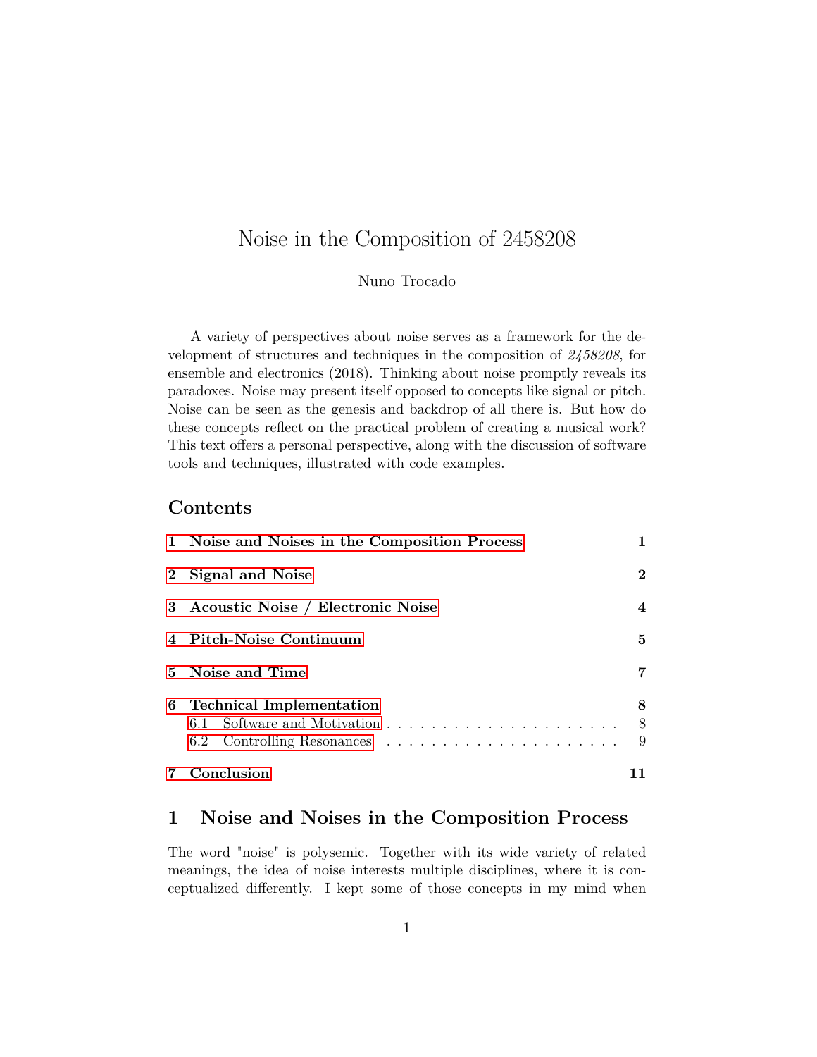# Noise in the Composition of 2458208

Nuno Trocado

A variety of perspectives about noise serves as a framework for the development of structures and techniques in the composition of *2458208*, for ensemble and electronics (2018). Thinking about noise promptly reveals its paradoxes. Noise may present itself opposed to concepts like signal or pitch. Noise can be seen as the genesis and backdrop of all there is. But how do these concepts reflect on the practical problem of creating a musical work? This text offers a personal perspective, along with the discussion of software tools and techniques, illustrated with code examples.

## Contents

- **1 Noise and Noises in the Composition Process** — 1
- **2 Signal and Noise** — 2
- **3 Acoustic Noise / Electronic Noise** — 4
- **4 Pitch-Noise Continuum** — 5
- **5 Noise and Time** — 7
- **6 Technical Implementation** — 8
  - 6.1 Software and Motivation — 8
  - 6.2 Controlling Resonances — 9
- **7 Conclusion** — 11

## 1 Noise and Noises in the Composition Process

The word "noise" is polysemic. Together with its wide variety of related meanings, the idea of noise interests multiple disciplines, where it is conceptualized differently. I kept some of those concepts in my mind when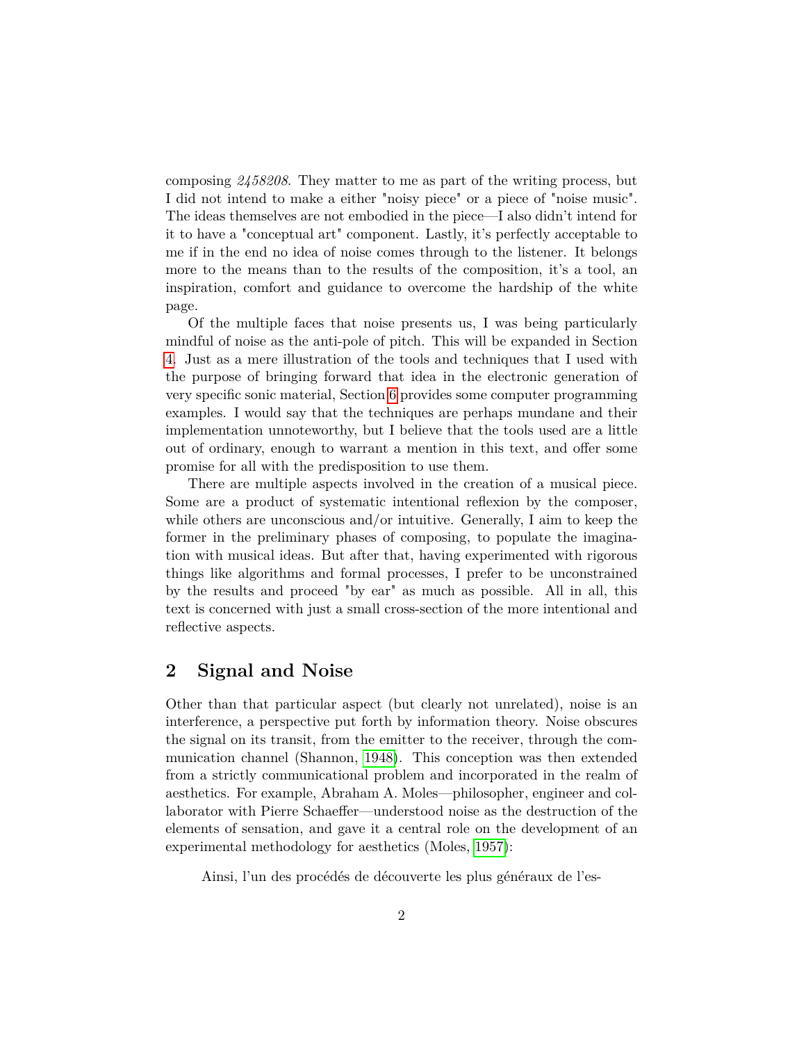composing *2458208*. They matter to me as part of the writing process, but I did not intend to make a either "noisy piece" or a piece of "noise music". The ideas themselves are not embodied in the piece—I also didn't intend for it to have a "conceptual art" component. Lastly, it's perfectly acceptable to me if in the end no idea of noise comes through to the listener. It belongs more to the means than to the results of the composition, it's a tool, an inspiration, comfort and guidance to overcome the hardship of the white page.

Of the multiple faces that noise presents us, I was being particularly mindful of noise as the anti-pole of pitch. This will be expanded in Section 4. Just as a mere illustration of the tools and techniques that I used with the purpose of bringing forward that idea in the electronic generation of very specific sonic material, Section 6 provides some computer programming examples. I would say that the techniques are perhaps mundane and their implementation unnoteworthy, but I believe that the tools used are a little out of ordinary, enough to warrant a mention in this text, and offer some promise for all with the predisposition to use them.

There are multiple aspects involved in the creation of a musical piece. Some are a product of systematic intentional reflexion by the composer, while others are unconscious and/or intuitive. Generally, I aim to keep the former in the preliminary phases of composing, to populate the imagination with musical ideas. But after that, having experimented with rigorous things like algorithms and formal processes, I prefer to be unconstrained by the results and proceed "by ear" as much as possible. All in all, this text is concerned with just a small cross-section of the more intentional and reflective aspects.

## 2 Signal and Noise

Other than that particular aspect (but clearly not unrelated), noise is an interference, a perspective put forth by information theory. Noise obscures the signal on its transit, from the emitter to the receiver, through the communication channel (Shannon, 1948). This conception was then extended from a strictly communicational problem and incorporated in the realm of aesthetics. For example, Abraham A. Moles—philosopher, engineer and collaborator with Pierre Schaeffer—understood noise as the destruction of the elements of sensation, and gave it a central role on the development of an experimental methodology for aesthetics (Moles, 1957):

> Ainsi, l'un des procédés de découverte les plus généraux de l'es-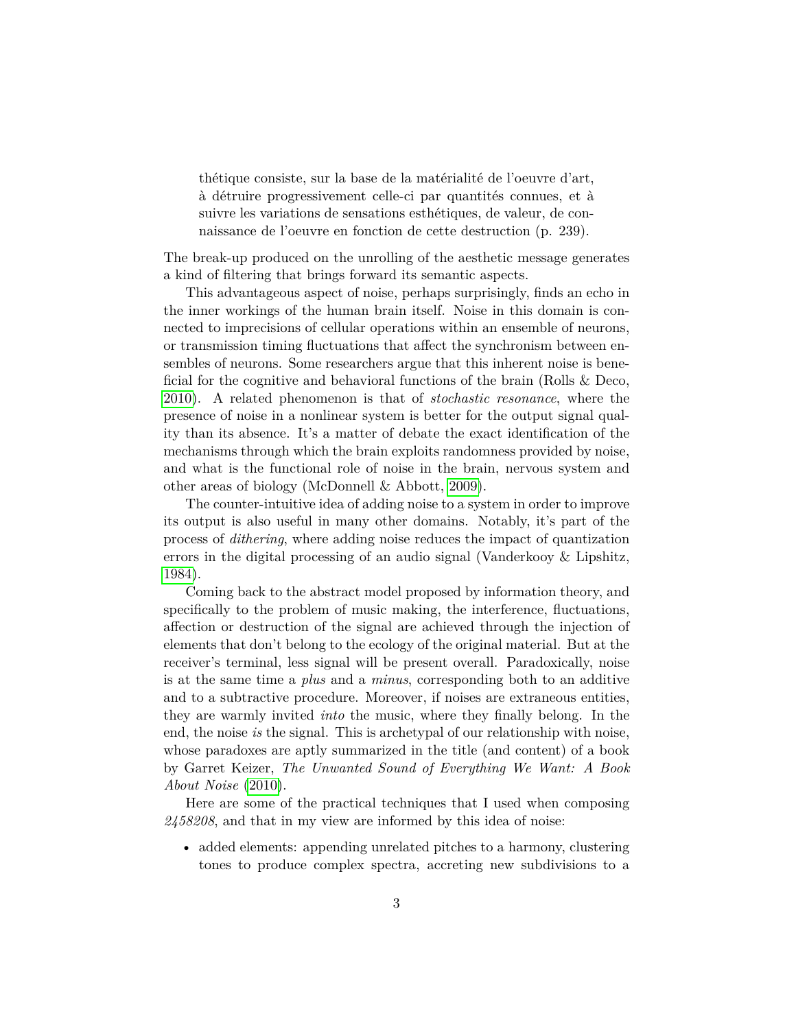> thétique consiste, sur la base de la matérialité de l'oeuvre d'art, à détruire progressivement celle-ci par quantités connues, et à suivre les variations de sensations esthétiques, de valeur, de connaissance de l'oeuvre en fonction de cette destruction (p. 239).

The break-up produced on the unrolling of the aesthetic message generates a kind of filtering that brings forward its semantic aspects.

This advantageous aspect of noise, perhaps surprisingly, finds an echo in the inner workings of the human brain itself. Noise in this domain is connected to imprecisions of cellular operations within an ensemble of neurons, or transmission timing fluctuations that affect the synchronism between ensembles of neurons. Some researchers argue that this inherent noise is beneficial for the cognitive and behavioral functions of the brain (Rolls & Deco, 2010). A related phenomenon is that of *stochastic resonance*, where the presence of noise in a nonlinear system is better for the output signal quality than its absence. It's a matter of debate the exact identification of the mechanisms through which the brain exploits randomness provided by noise, and what is the functional role of noise in the brain, nervous system and other areas of biology (McDonnell & Abbott, 2009).

The counter-intuitive idea of adding noise to a system in order to improve its output is also useful in many other domains. Notably, it's part of the process of *dithering*, where adding noise reduces the impact of quantization errors in the digital processing of an audio signal (Vanderkooy & Lipshitz, 1984).

Coming back to the abstract model proposed by information theory, and specifically to the problem of music making, the interference, fluctuations, affection or destruction of the signal are achieved through the injection of elements that don't belong to the ecology of the original material. But at the receiver's terminal, less signal will be present overall. Paradoxically, noise is at the same time a *plus* and a *minus*, corresponding both to an additive and to a subtractive procedure. Moreover, if noises are extraneous entities, they are warmly invited *into* the music, where they finally belong. In the end, the noise *is* the signal. This is archetypal of our relationship with noise, whose paradoxes are aptly summarized in the title (and content) of a book by Garret Keizer, *The Unwanted Sound of Everything We Want: A Book About Noise* (2010).

Here are some of the practical techniques that I used when composing *2458208*, and that in my view are informed by this idea of noise:

- added elements: appending unrelated pitches to a harmony, clustering tones to produce complex spectra, accreting new subdivisions to a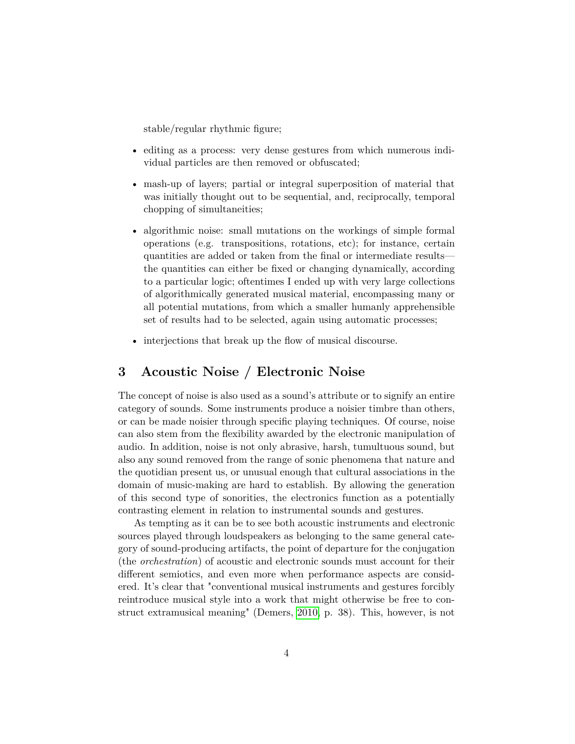stable/regular rhythmic figure;

- editing as a process: very dense gestures from which numerous individual particles are then removed or obfuscated;
- mash-up of layers; partial or integral superposition of material that was initially thought out to be sequential, and, reciprocally, temporal chopping of simultaneities;
- algorithmic noise: small mutations on the workings of simple formal operations (e.g. transpositions, rotations, etc); for instance, certain quantities are added or taken from the final or intermediate results—the quantities can either be fixed or changing dynamically, according to a particular logic; oftentimes I ended up with very large collections of algorithmically generated musical material, encompassing many or all potential mutations, from which a smaller humanly apprehensible set of results had to be selected, again using automatic processes;
- interjections that break up the flow of musical discourse.

## 3 Acoustic Noise / Electronic Noise

The concept of noise is also used as a sound's attribute or to signify an entire category of sounds. Some instruments produce a noisier timbre than others, or can be made noisier through specific playing techniques. Of course, noise can also stem from the flexibility awarded by the electronic manipulation of audio. In addition, noise is not only abrasive, harsh, tumultuous sound, but also any sound removed from the range of sonic phenomena that nature and the quotidian present us, or unusual enough that cultural associations in the domain of music-making are hard to establish. By allowing the generation of this second type of sonorities, the electronics function as a potentially contrasting element in relation to instrumental sounds and gestures.

As tempting as it can be to see both acoustic instruments and electronic sources played through loudspeakers as belonging to the same general category of sound-producing artifacts, the point of departure for the conjugation (the *orchestration*) of acoustic and electronic sounds must account for their different semiotics, and even more when performance aspects are considered. It's clear that "conventional musical instruments and gestures forcibly reintroduce musical style into a work that might otherwise be free to construct extramusical meaning" (Demers, 2010, p. 38). This, however, is not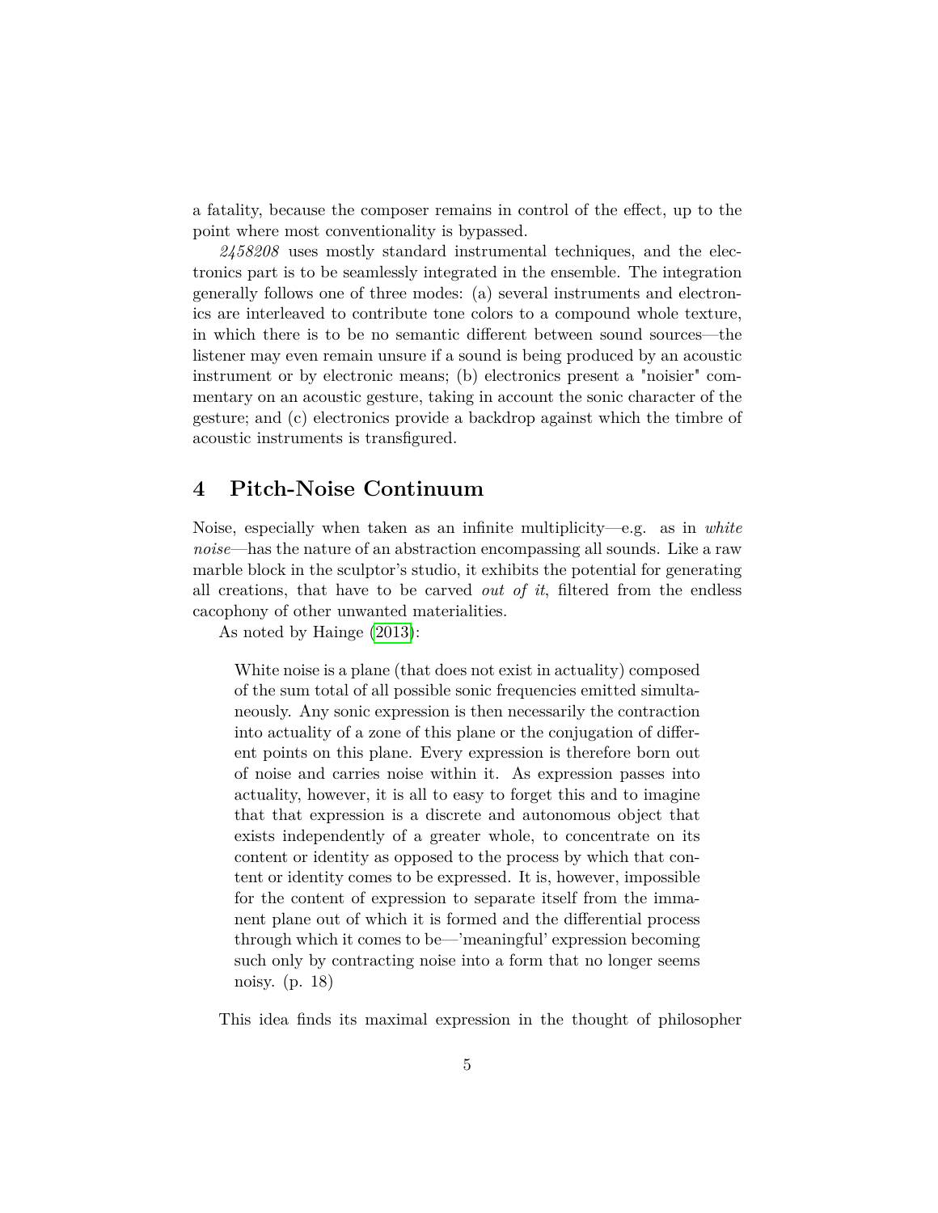a fatality, because the composer remains in control of the effect, up to the point where most conventionality is bypassed.

*2458208* uses mostly standard instrumental techniques, and the electronics part is to be seamlessly integrated in the ensemble. The integration generally follows one of three modes: (a) several instruments and electronics are interleaved to contribute tone colors to a compound whole texture, in which there is to be no semantic different between sound sources—the listener may even remain unsure if a sound is being produced by an acoustic instrument or by electronic means; (b) electronics present a "noisier" commentary on an acoustic gesture, taking in account the sonic character of the gesture; and (c) electronics provide a backdrop against which the timbre of acoustic instruments is transfigured.

## 4 Pitch-Noise Continuum

Noise, especially when taken as an infinite multiplicity—e.g. as in *white noise*—has the nature of an abstraction encompassing all sounds. Like a raw marble block in the sculptor's studio, it exhibits the potential for generating all creations, that have to be carved *out of it*, filtered from the endless cacophony of other unwanted materialities.

As noted by Hainge (2013):

> White noise is a plane (that does not exist in actuality) composed of the sum total of all possible sonic frequencies emitted simultaneously. Any sonic expression is then necessarily the contraction into actuality of a zone of this plane or the conjugation of different points on this plane. Every expression is therefore born out of noise and carries noise within it. As expression passes into actuality, however, it is all to easy to forget this and to imagine that that expression is a discrete and autonomous object that exists independently of a greater whole, to concentrate on its content or identity as opposed to the process by which that content or identity comes to be expressed. It is, however, impossible for the content of expression to separate itself from the immanent plane out of which it is formed and the differential process through which it comes to be—'meaningful' expression becoming such only by contracting noise into a form that no longer seems noisy. (p. 18)

This idea finds its maximal expression in the thought of philosopher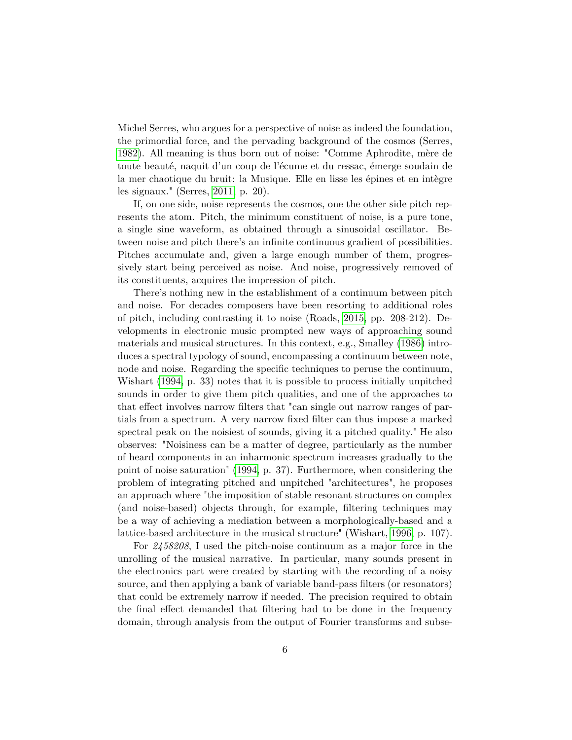Michel Serres, who argues for a perspective of noise as indeed the foundation, the primordial force, and the pervading background of the cosmos (Serres, 1982). All meaning is thus born out of noise: "Comme Aphrodite, mère de toute beauté, naquit d'un coup de l'écume et du ressac, émerge soudain de la mer chaotique du bruit: la Musique. Elle en lisse les épines et en intègre les signaux." (Serres, 2011, p. 20).

If, on one side, noise represents the cosmos, one the other side pitch represents the atom. Pitch, the minimum constituent of noise, is a pure tone, a single sine waveform, as obtained through a sinusoidal oscillator. Between noise and pitch there's an infinite continuous gradient of possibilities. Pitches accumulate and, given a large enough number of them, progressively start being perceived as noise. And noise, progressively removed of its constituents, acquires the impression of pitch.

There's nothing new in the establishment of a continuum between pitch and noise. For decades composers have been resorting to additional roles of pitch, including contrasting it to noise (Roads, 2015, pp. 208-212). Developments in electronic music prompted new ways of approaching sound materials and musical structures. In this context, e.g., Smalley (1986) introduces a spectral typology of sound, encompassing a continuum between note, node and noise. Regarding the specific techniques to peruse the continuum, Wishart (1994, p. 33) notes that it is possible to process initially unpitched sounds in order to give them pitch qualities, and one of the approaches to that effect involves narrow filters that "can single out narrow ranges of partials from a spectrum. A very narrow fixed filter can thus impose a marked spectral peak on the noisiest of sounds, giving it a pitched quality." He also observes: "Noisiness can be a matter of degree, particularly as the number of heard components in an inharmonic spectrum increases gradually to the point of noise saturation" (1994, p. 37). Furthermore, when considering the problem of integrating pitched and unpitched "architectures", he proposes an approach where "the imposition of stable resonant structures on complex (and noise-based) objects through, for example, filtering techniques may be a way of achieving a mediation between a morphologically-based and a lattice-based architecture in the musical structure" (Wishart, 1996, p. 107).

For *2458208*, I used the pitch-noise continuum as a major force in the unrolling of the musical narrative. In particular, many sounds present in the electronics part were created by starting with the recording of a noisy source, and then applying a bank of variable band-pass filters (or resonators) that could be extremely narrow if needed. The precision required to obtain the final effect demanded that filtering had to be done in the frequency domain, through analysis from the output of Fourier transforms and subse-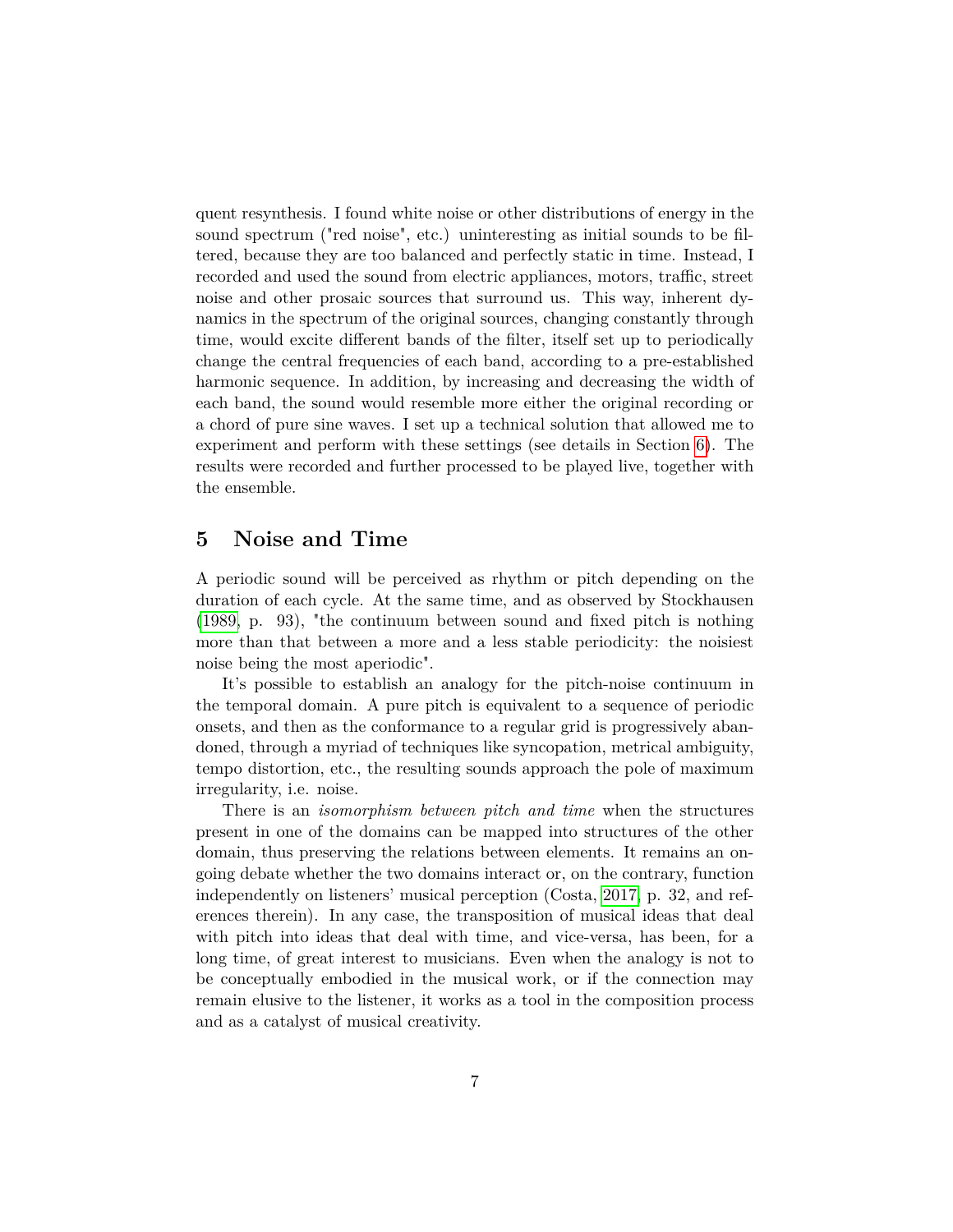quent resynthesis. I found white noise or other distributions of energy in the sound spectrum ("red noise", etc.) uninteresting as initial sounds to be filtered, because they are too balanced and perfectly static in time. Instead, I recorded and used the sound from electric appliances, motors, traffic, street noise and other prosaic sources that surround us. This way, inherent dynamics in the spectrum of the original sources, changing constantly through time, would excite different bands of the filter, itself set up to periodically change the central frequencies of each band, according to a pre-established harmonic sequence. In addition, by increasing and decreasing the width of each band, the sound would resemble more either the original recording or a chord of pure sine waves. I set up a technical solution that allowed me to experiment and perform with these settings (see details in Section 6). The results were recorded and further processed to be played live, together with the ensemble.

## 5 Noise and Time

A periodic sound will be perceived as rhythm or pitch depending on the duration of each cycle. At the same time, and as observed by Stockhausen (1989, p. 93), "the continuum between sound and fixed pitch is nothing more than that between a more and a less stable periodicity: the noisiest noise being the most aperiodic".

It's possible to establish an analogy for the pitch-noise continuum in the temporal domain. A pure pitch is equivalent to a sequence of periodic onsets, and then as the conformance to a regular grid is progressively abandoned, through a myriad of techniques like syncopation, metrical ambiguity, tempo distortion, etc., the resulting sounds approach the pole of maximum irregularity, i.e. noise.

There is an *isomorphism between pitch and time* when the structures present in one of the domains can be mapped into structures of the other domain, thus preserving the relations between elements. It remains an ongoing debate whether the two domains interact or, on the contrary, function independently on listeners' musical perception (Costa, 2017, p. 32, and references therein). In any case, the transposition of musical ideas that deal with pitch into ideas that deal with time, and vice-versa, has been, for a long time, of great interest to musicians. Even when the analogy is not to be conceptually embodied in the musical work, or if the connection may remain elusive to the listener, it works as a tool in the composition process and as a catalyst of musical creativity.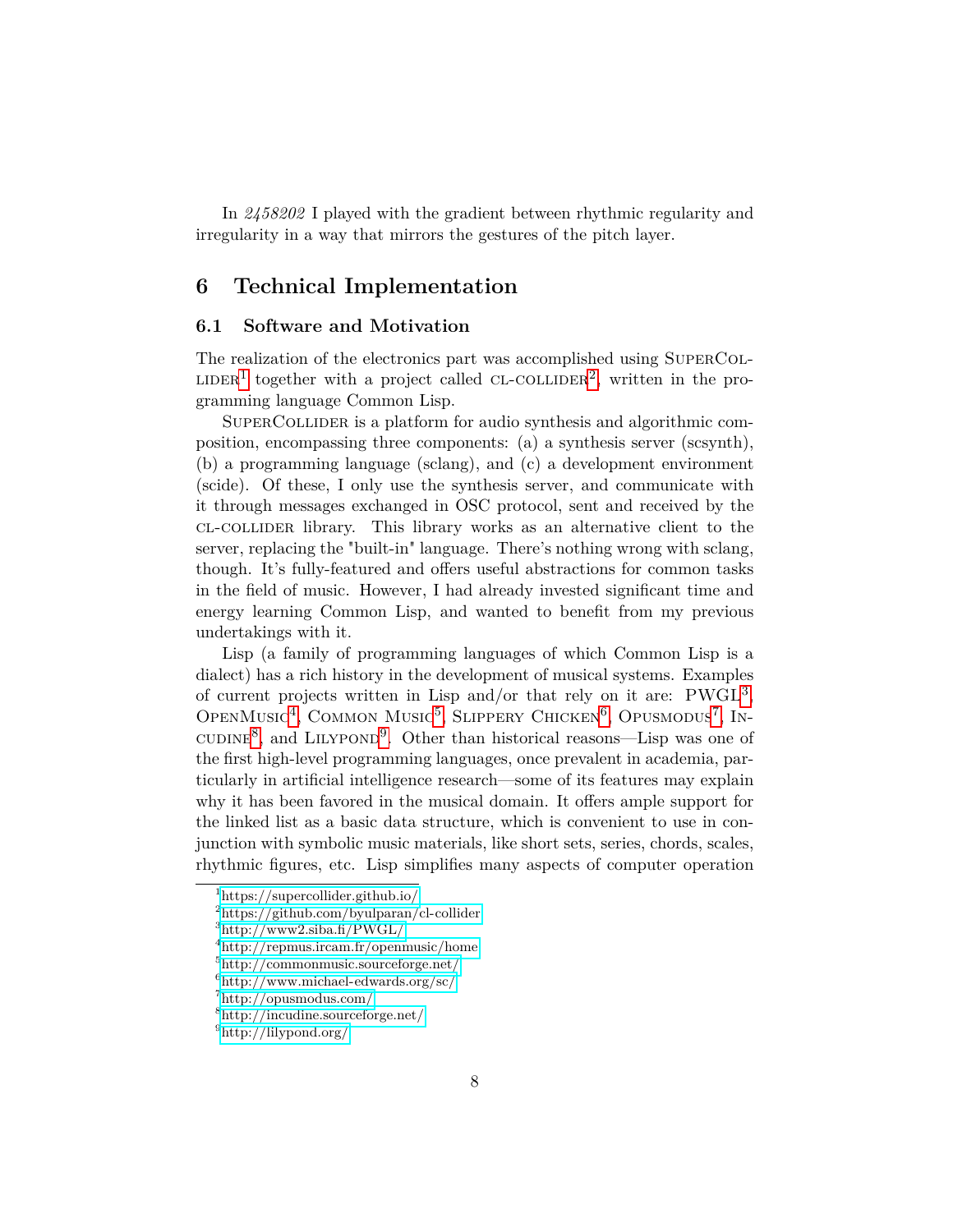In *2458202* I played with the gradient between rhythmic regularity and irregularity in a way that mirrors the gestures of the pitch layer.

# 6 Technical Implementation

## 6.1 Software and Motivation

The realization of the electronics part was accomplished using SuperCollider[1] together with a project called cl-collider[2], written in the programming language Common Lisp.

SuperCollider is a platform for audio synthesis and algorithmic composition, encompassing three components: (a) a synthesis server (scsynth), (b) a programming language (sclang), and (c) a development environment (scide). Of these, I only use the synthesis server, and communicate with it through messages exchanged in OSC protocol, sent and received by the cl-collider library. This library works as an alternative client to the server, replacing the "built-in" language. There's nothing wrong with sclang, though. It's fully-featured and offers useful abstractions for common tasks in the field of music. However, I had already invested significant time and energy learning Common Lisp, and wanted to benefit from my previous undertakings with it.

Lisp (a family of programming languages of which Common Lisp is a dialect) has a rich history in the development of musical systems. Examples of current projects written in Lisp and/or that rely on it are: PWGL[3], OpenMusic[4], Common Music[5], Slippery Chicken[6], Opusmodus[7], Incudine[8], and Lilypond[9]. Other than historical reasons—Lisp was one of the first high-level programming languages, once prevalent in academia, particularly in artificial intelligence research—some of its features may explain why it has been favored in the musical domain. It offers ample support for the linked list as a basic data structure, which is convenient to use in conjunction with symbolic music materials, like short sets, series, chords, scales, rhythmic figures, etc. Lisp simplifies many aspects of computer operation

---

[1] https://supercollider.github.io/
[2] https://github.com/byulparan/cl-collider
[3] http://www2.siba.fi/PWGL/
[4] http://repmus.ircam.fr/openmusic/home
[5] http://commonmusic.sourceforge.net/
[6] http://www.michael-edwards.org/sc/
[7] http://opusmodus.com/
[8] http://incudine.sourceforge.net/
[9] http://lilypond.org/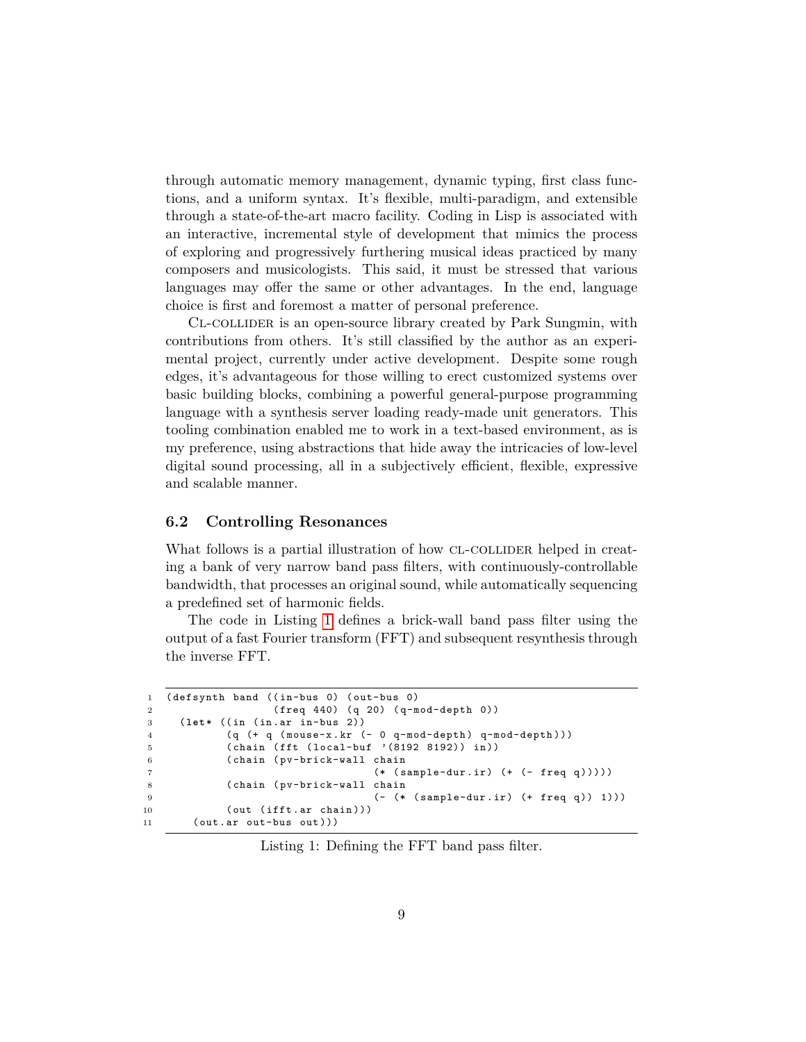through automatic memory management, dynamic typing, first class functions, and a uniform syntax. It's flexible, multi-paradigm, and extensible through a state-of-the-art macro facility. Coding in Lisp is associated with an interactive, incremental style of development that mimics the process of exploring and progressively furthering musical ideas practiced by many composers and musicologists. This said, it must be stressed that various languages may offer the same or other advantages. In the end, language choice is first and foremost a matter of personal preference.

CL-COLLIDER is an open-source library created by Park Sungmin, with contributions from others. It's still classified by the author as an experimental project, currently under active development. Despite some rough edges, it's advantageous for those willing to erect customized systems over basic building blocks, combining a powerful general-purpose programming language with a synthesis server loading ready-made unit generators. This tooling combination enabled me to work in a text-based environment, as is my preference, using abstractions that hide away the intricacies of low-level digital sound processing, all in a subjectively efficient, flexible, expressive and scalable manner.

### 6.2 Controlling Resonances

What follows is a partial illustration of how CL-COLLIDER helped in creating a bank of very narrow band pass filters, with continuously-controllable bandwidth, that processes an original sound, while automatically sequencing a predefined set of harmonic fields.

The code in Listing 1 defines a brick-wall band pass filter using the output of a fast Fourier transform (FFT) and subsequent resynthesis through the inverse FFT.

```
1  (defsynth band ((in-bus 0) (out-bus 0)
2                  (freq 440) (q 20) (q-mod-depth 0))
3    (let* ((in (in.ar in-bus 2))
4           (q (+ q (mouse-x.kr (- 0 q-mod-depth) q-mod-depth)))
5           (chain (fft (local-buf '(8192 8192)) in))
6           (chain (pv-brick-wall chain
7                                 (* (sample-dur.ir) (+ (- freq q)))))
8           (chain (pv-brick-wall chain
9                                 (- (* (sample-dur.ir) (+ freq q)) 1)))
10          (out (ifft.ar chain)))
11     (out.ar out-bus out)))
```

Listing 1: Defining the FFT band pass filter.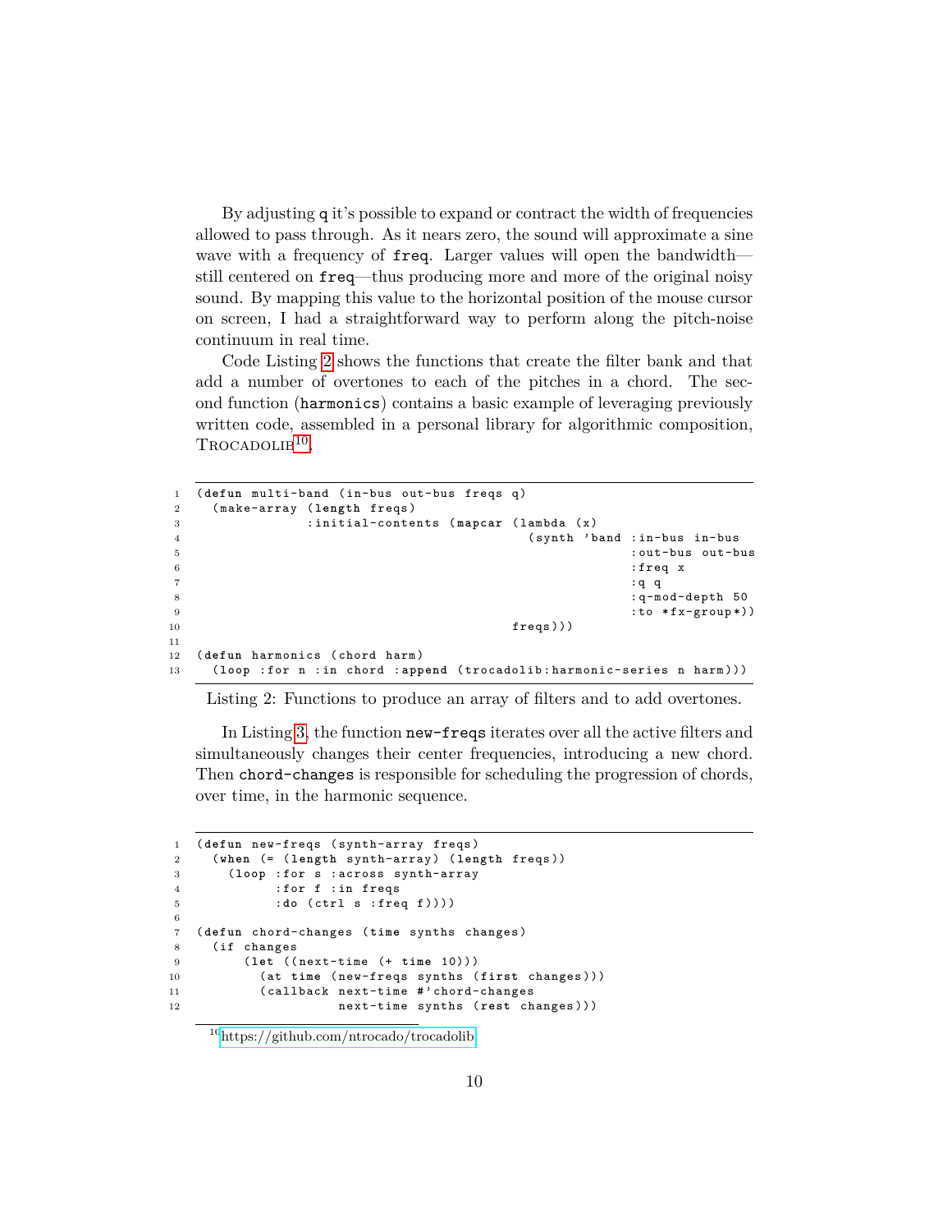By adjusting `q` it's possible to expand or contract the width of frequencies allowed to pass through. As it nears zero, the sound will approximate a sine wave with a frequency of `freq`. Larger values will open the bandwidth—still centered on `freq`—thus producing more and more of the original noisy sound. By mapping this value to the horizontal position of the mouse cursor on screen, I had a straightforward way to perform along the pitch-noise continuum in real time.

Code Listing 2 shows the functions that create the filter bank and that add a number of overtones to each of the pitches in a chord. The second function (`harmonics`) contains a basic example of leveraging previously written code, assembled in a personal library for algorithmic composition, TROCADOLIB[10].

```
1  (defun multi-band (in-bus out-bus freqs q)
2    (make-array (length freqs)
3                :initial-contents (mapcar (lambda (x)
4                                            (synth 'band :in-bus in-bus
5                                                         :out-bus out-bus
6                                                         :freq x
7                                                         :q q
8                                                         :q-mod-depth 50
9                                                         :to *fx-group*))
10                                          freqs)))
11
12 (defun harmonics (chord harm)
13   (loop :for n :in chord :append (trocadolib:harmonic-series n harm)))
```

Listing 2: Functions to produce an array of filters and to add overtones.

In Listing 3, the function `new-freqs` iterates over all the active filters and simultaneously changes their center frequencies, introducing a new chord. Then `chord-changes` is responsible for scheduling the progression of chords, over time, in the harmonic sequence.

```
1  (defun new-freqs (synth-array freqs)
2    (when (= (length synth-array) (length freqs))
3      (loop :for s :across synth-array
4            :for f :in freqs
5            :do (ctrl s :freq f))))
6
7  (defun chord-changes (time synths changes)
8    (if changes
9        (let ((next-time (+ time 10)))
10         (at time (new-freqs synths (first changes)))
11         (callback next-time #'chord-changes
12                   next-time synths (rest changes)))
```

[10] https://github.com/ntrocado/trocadolib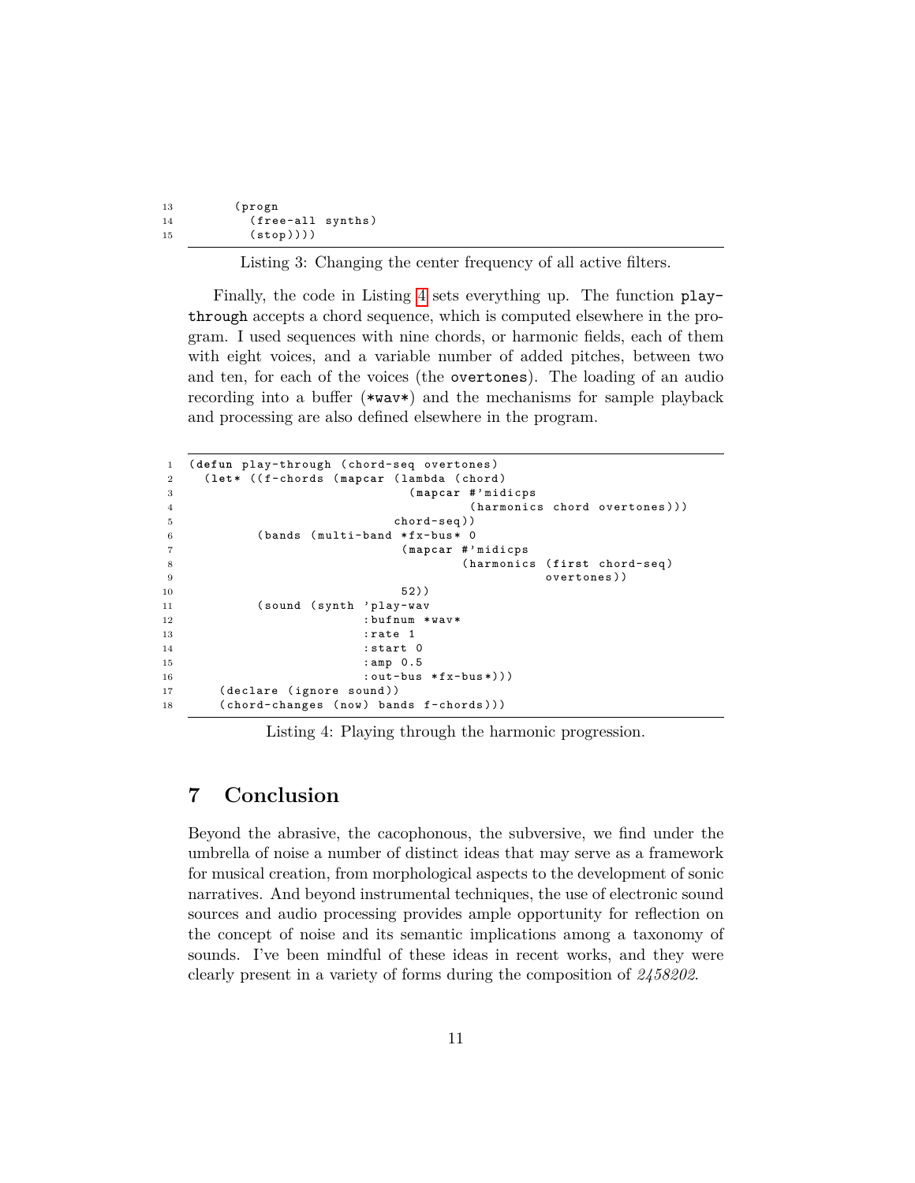```
13        (progn
14          (free-all synths)
15          (stop))))
```

Listing 3: Changing the center frequency of all active filters.

Finally, the code in Listing 4 sets everything up. The function `play-through` accepts a chord sequence, which is computed elsewhere in the program. I used sequences with nine chords, or harmonic fields, each of them with eight voices, and a variable number of added pitches, between two and ten, for each of the voices (the `overtones`). The loading of an audio recording into a buffer (`*wav*`) and the mechanisms for sample playback and processing are also defined elsewhere in the program.

```
1  (defun play-through (chord-seq overtones)
2    (let* ((f-chords (mapcar (lambda (chord)
3                               (mapcar #'midicps
4                                       (harmonics chord overtones)))
5                             chord-seq))
6           (bands (multi-band *fx-bus* 0
7                              (mapcar #'midicps
8                                      (harmonics (first chord-seq)
9                                                 overtones))
10                             52))
11          (sound (synth 'play-wav
12                        :bufnum *wav*
13                        :rate 1
14                        :start 0
15                        :amp 0.5
16                        :out-bus *fx-bus*)))
17     (declare (ignore sound))
18     (chord-changes (now) bands f-chords)))
```

Listing 4: Playing through the harmonic progression.

## 7 Conclusion

Beyond the abrasive, the cacophonous, the subversive, we find under the umbrella of noise a number of distinct ideas that may serve as a framework for musical creation, from morphological aspects to the development of sonic narratives. And beyond instrumental techniques, the use of electronic sound sources and audio processing provides ample opportunity for reflection on the concept of noise and its semantic implications among a taxonomy of sounds. I've been mindful of these ideas in recent works, and they were clearly present in a variety of forms during the composition of *2458202*.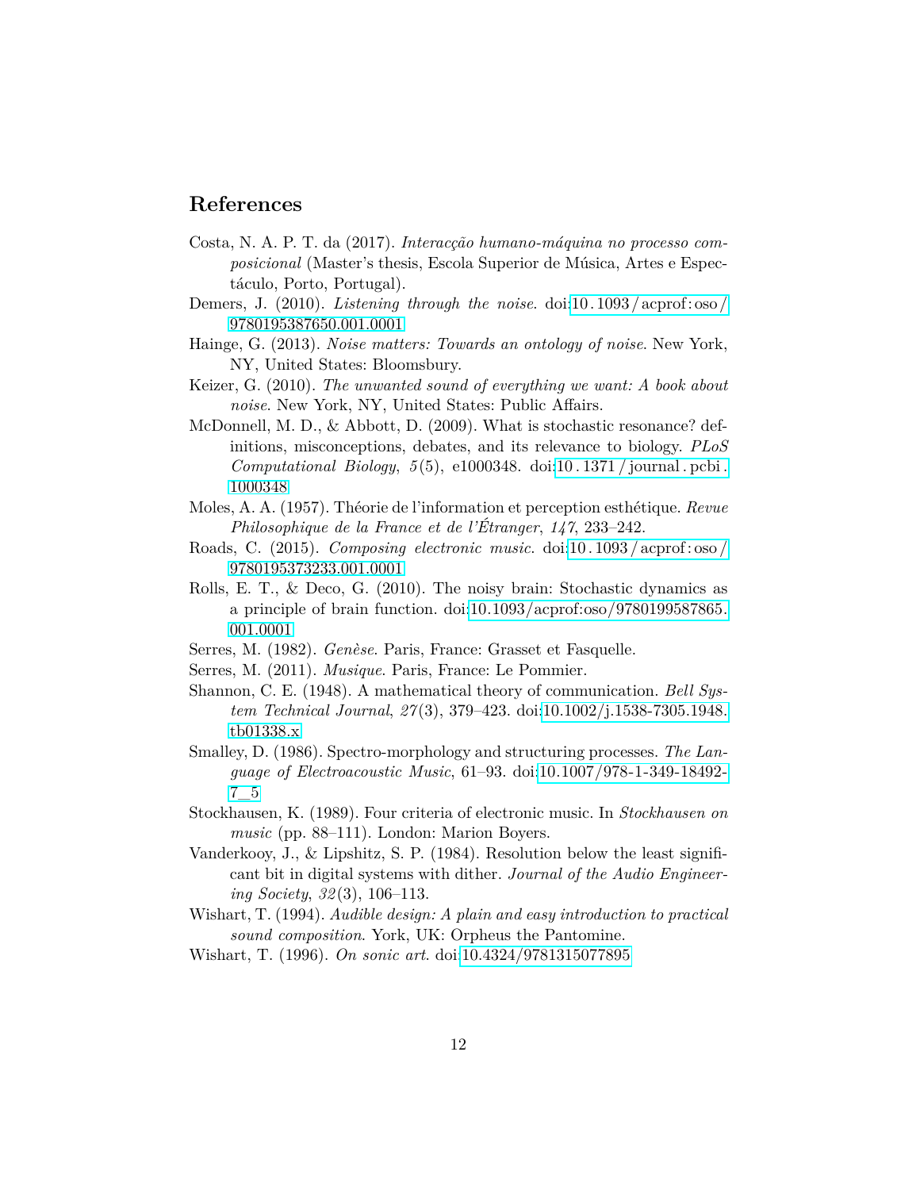# References

Costa, N. A. P. T. da (2017). *Interacção humano-máquina no processo composicional* (Master's thesis, Escola Superior de Música, Artes e Espectáculo, Porto, Portugal).

Demers, J. (2010). *Listening through the noise*. doi:10.1093/acprof:oso/9780195387650.001.0001

Hainge, G. (2013). *Noise matters: Towards an ontology of noise*. New York, NY, United States: Bloomsbury.

Keizer, G. (2010). *The unwanted sound of everything we want: A book about noise*. New York, NY, United States: Public Affairs.

McDonnell, M. D., & Abbott, D. (2009). What is stochastic resonance? definitions, misconceptions, debates, and its relevance to biology. *PLoS Computational Biology*, *5*(5), e1000348. doi:10.1371/journal.pcbi.1000348

Moles, A. A. (1957). Théorie de l'information et perception esthétique. *Revue Philosophique de la France et de l'Étranger*, *147*, 233–242.

Roads, C. (2015). *Composing electronic music*. doi:10.1093/acprof:oso/9780195373233.001.0001

Rolls, E. T., & Deco, G. (2010). The noisy brain: Stochastic dynamics as a principle of brain function. doi:10.1093/acprof:oso/9780199587865.001.0001

Serres, M. (1982). *Genèse*. Paris, France: Grasset et Fasquelle.

Serres, M. (2011). *Musique*. Paris, France: Le Pommier.

Shannon, C. E. (1948). A mathematical theory of communication. *Bell System Technical Journal*, *27*(3), 379–423. doi:10.1002/j.1538-7305.1948.tb01338.x

Smalley, D. (1986). Spectro-morphology and structuring processes. *The Language of Electroacoustic Music*, 61–93. doi:10.1007/978-1-349-18492-7_5

Stockhausen, K. (1989). Four criteria of electronic music. In *Stockhausen on music* (pp. 88–111). London: Marion Boyers.

Vanderkooy, J., & Lipshitz, S. P. (1984). Resolution below the least significant bit in digital systems with dither. *Journal of the Audio Engineering Society*, *32*(3), 106–113.

Wishart, T. (1994). *Audible design: A plain and easy introduction to practical sound composition*. York, UK: Orpheus the Pantomine.

Wishart, T. (1996). *On sonic art*. doi:10.4324/9781315077895